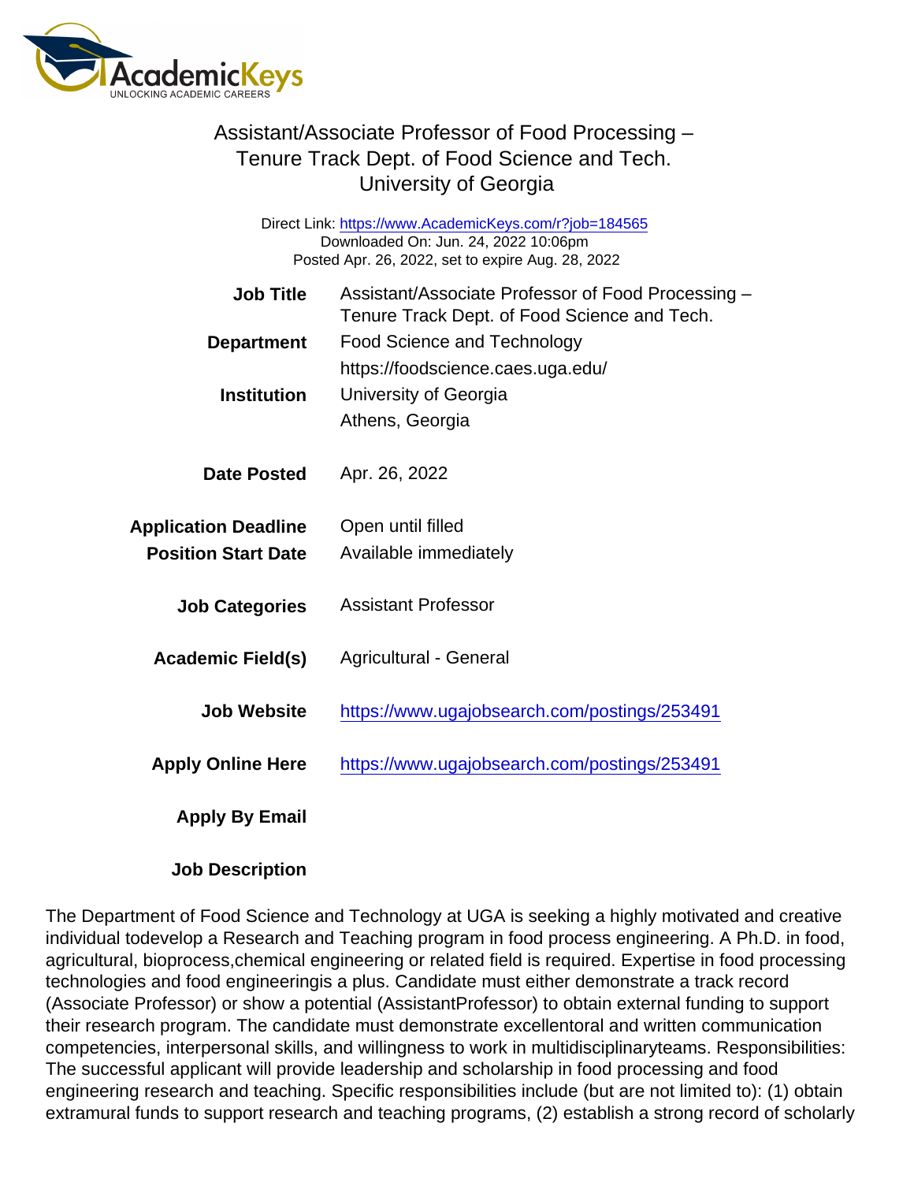# Assistant/Associate Professor of Food Processing – Tenure Track Dept. of Food Science and Tech.
## University of Georgia

Direct Link: https://www.AcademicKeys.com/r?job=184565
Downloaded On: Jun. 24, 2022 10:06pm
Posted Apr. 26, 2022, set to expire Aug. 28, 2022

**Job Title** Assistant/Associate Professor of Food Processing – Tenure Track Dept. of Food Science and Tech.

**Department** Food Science and Technology
https://foodscience.caes.uga.edu/

**Institution** University of Georgia
Athens, Georgia

**Date Posted** Apr. 26, 2022

**Application Deadline** Open until filled

**Position Start Date** Available immediately

**Job Categories** Assistant Professor

**Academic Field(s)** Agricultural - General

**Job Website** https://www.ugajobsearch.com/postings/253491

**Apply Online Here** https://www.ugajobsearch.com/postings/253491

**Apply By Email**

**Job Description**

The Department of Food Science and Technology at UGA is seeking a highly motivated and creative individual todevelop a Research and Teaching program in food process engineering. A Ph.D. in food, agricultural, bioprocess,chemical engineering or related field is required. Expertise in food processing technologies and food engineeringis a plus. Candidate must either demonstrate a track record (Associate Professor) or show a potential (AssistantProfessor) to obtain external funding to support their research program. The candidate must demonstrate excellentoral and written communication competencies, interpersonal skills, and willingness to work in multidisciplinaryteams. Responsibilities: The successful applicant will provide leadership and scholarship in food processing and food engineering research and teaching. Specific responsibilities include (but are not limited to): (1) obtain extramural funds to support research and teaching programs, (2) establish a strong record of scholarly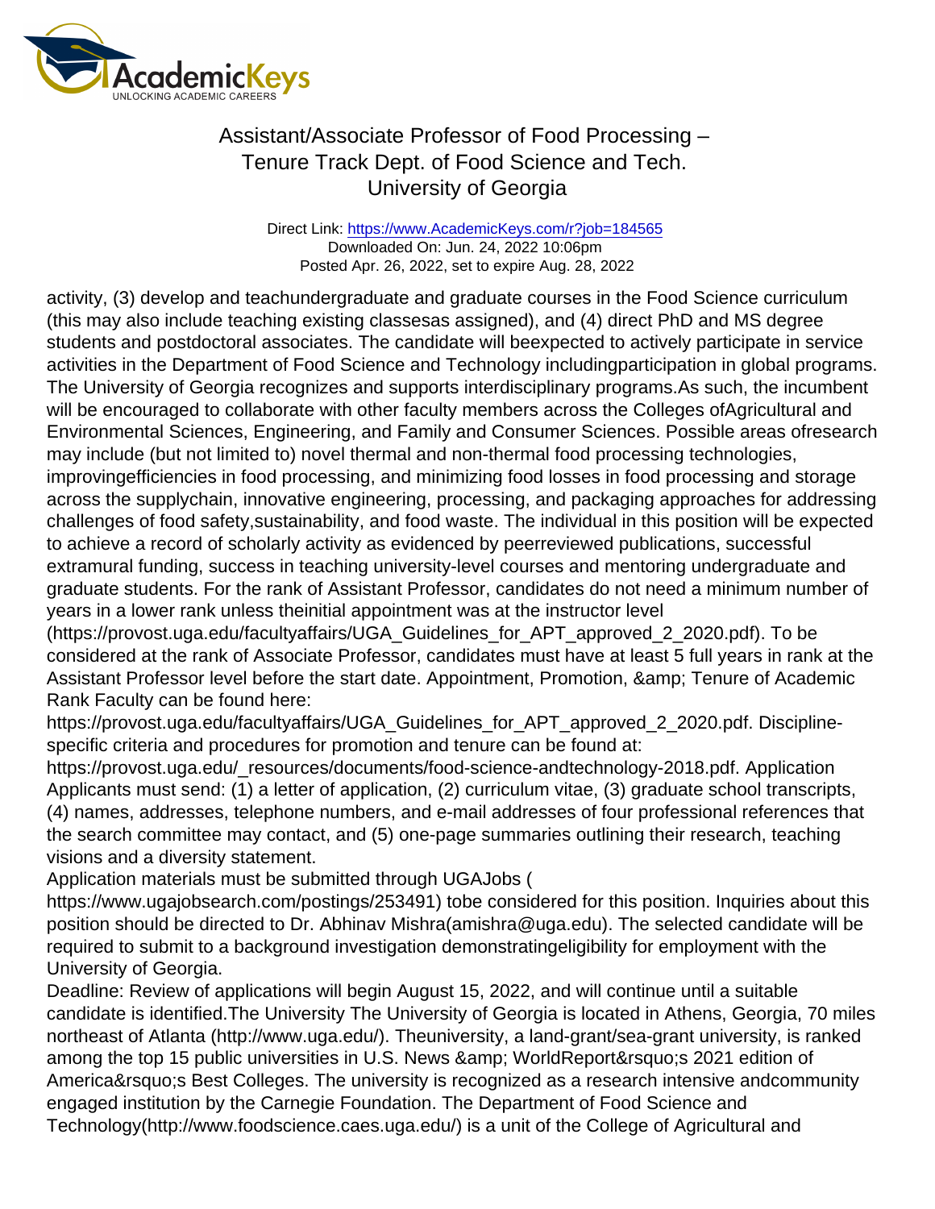activity, (3) develop and teachundergraduate and graduate courses in the Food Science curriculum (this may also include teaching existing classesas assigned), and (4) direct PhD and MS degree students and postdoctoral associates. The candidate will beexpected to actively participate in service activities in the Department of Food Science and Technology includingparticipation in global programs. The University of Georgia recognizes and supports interdisciplinary programs.As such, the incumbent will be encouraged to collaborate with other faculty members across the Colleges ofAgricultural and Environmental Sciences, Engineering, and Family and Consumer Sciences. Possible areas ofresearch may include (but not limited to) novel thermal and non-thermal food processing technologies, improvingefficiencies in food processing, and minimizing food losses in food processing and storage across the supplychain, innovative engineering, processing, and packaging approaches for addressing challenges of food safety,sustainability, and food waste. The individual in this position will be expected to achieve a record of scholarly activity as evidenced by peerreviewed publications, successful extramural funding, success in teaching university-level courses and mentoring undergraduate and graduate students. For the rank of Assistant Professor, candidates do not need a minimum number of years in a lower rank unless theinitial appointment was at the instructor level (https://provost.uga.edu/facultyaffairs/UGA_Guidelines_for_APT_approved_2_2020.pdf). To be considered at the rank of Associate Professor, candidates must have at least 5 full years in rank at the Assistant Professor level before the start date. Appointment, Promotion, &amp; Tenure of Academic Rank Faculty can be found here: https://provost.uga.edu/facultyaffairs/UGA_Guidelines_for_APT_approved_2_2020.pdf. Discipline-specific criteria and procedures for promotion and tenure can be found at: https://provost.uga.edu/_resources/documents/food-science-andtechnology-2018.pdf. Application Applicants must send: (1) a letter of application, (2) curriculum vitae, (3) graduate school transcripts, (4) names, addresses, telephone numbers, and e-mail addresses of four professional references that the search committee may contact, and (5) one-page summaries outlining their research, teaching visions and a diversity statement.

Application materials must be submitted through UGAJobs ( https://www.ugajobsearch.com/postings/253491) tobe considered for this position. Inquiries about this position should be directed to Dr. Abhinav Mishra(amishra@uga.edu). The selected candidate will be required to submit to a background investigation demonstratingeligibility for employment with the University of Georgia.

Deadline: Review of applications will begin August 15, 2022, and will continue until a suitable candidate is identified.The University The University of Georgia is located in Athens, Georgia, 70 miles northeast of Atlanta (http://www.uga.edu/). Theuniversity, a land-grant/sea-grant university, is ranked among the top 15 public universities in U.S. News &amp; WorldReport&rsquo;s 2021 edition of America&rsquo;s Best Colleges. The university is recognized as a research intensive andcommunity engaged institution by the Carnegie Foundation. The Department of Food Science and Technology(http://www.foodscience.caes.uga.edu/) is a unit of the College of Agricultural and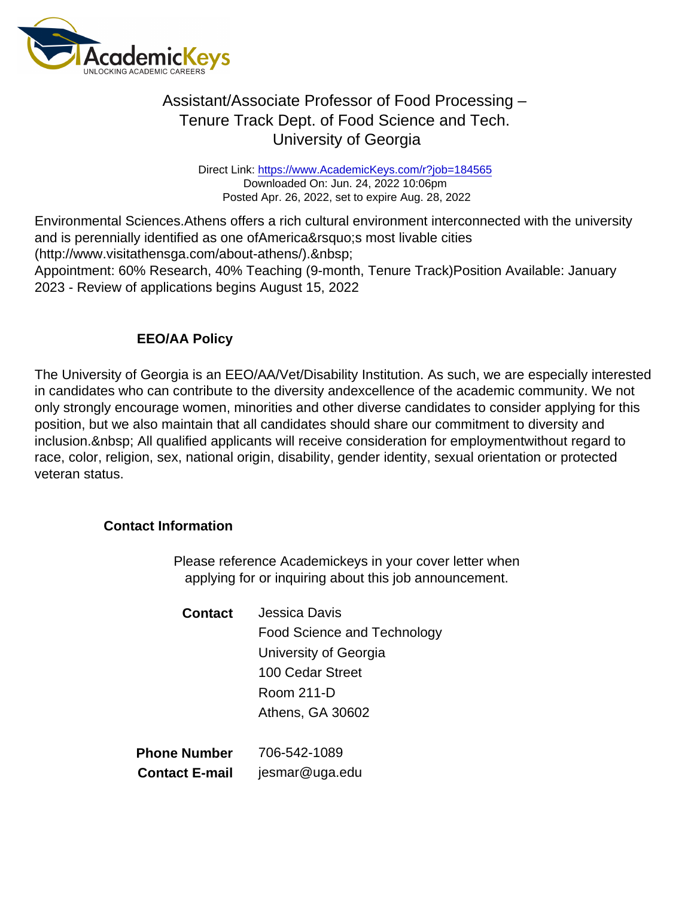Assistant/Associate Professor of Food Processing – Tenure Track Dept. of Food Science and Tech.
University of Georgia

Direct Link: https://www.AcademicKeys.com/r?job=184565
Downloaded On: Jun. 24, 2022 10:06pm
Posted Apr. 26, 2022, set to expire Aug. 28, 2022

Environmental Sciences.Athens offers a rich cultural environment interconnected with the university and is perennially identified as one ofAmerica&rsquo;s most livable cities (http://www.visitathensga.com/about-athens/).&nbsp;
Appointment: 60% Research, 40% Teaching (9-month, Tenure Track)Position Available: January 2023 - Review of applications begins August 15, 2022

**EEO/AA Policy**

The University of Georgia is an EEO/AA/Vet/Disability Institution. As such, we are especially interested in candidates who can contribute to the diversity andexcellence of the academic community. We not only strongly encourage women, minorities and other diverse candidates to consider applying for this position, but we also maintain that all candidates should share our commitment to diversity and inclusion.&nbsp; All qualified applicants will receive consideration for employmentwithout regard to race, color, religion, sex, national origin, disability, gender identity, sexual orientation or protected veteran status.

**Contact Information**

Please reference Academickeys in your cover letter when applying for or inquiring about this job announcement.

**Contact**
Jessica Davis
Food Science and Technology
University of Georgia
100 Cedar Street
Room 211-D
Athens, GA 30602

**Phone Number** 706-542-1089
**Contact E-mail** jesmar@uga.edu